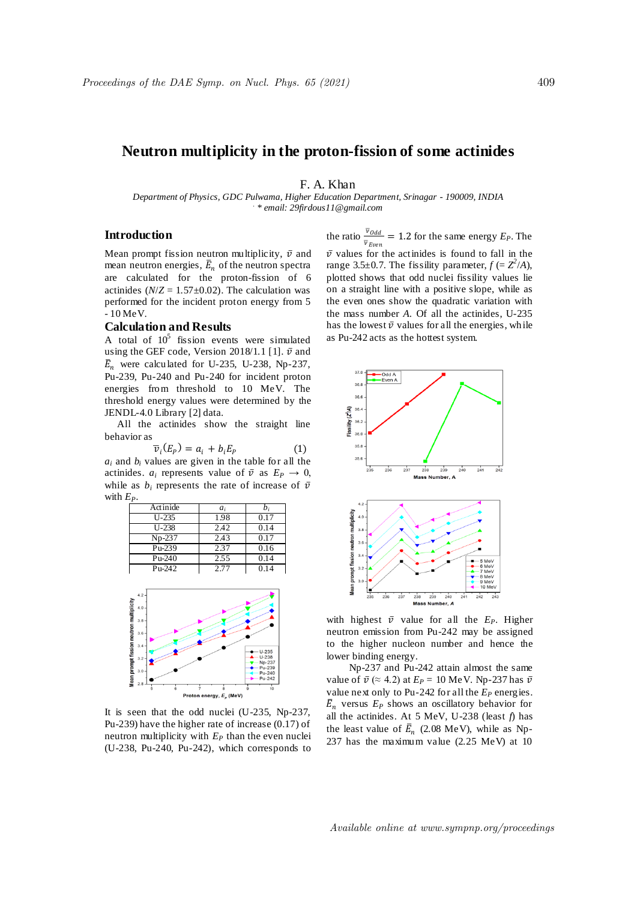# Neutron multiplicity in the proton-fission of some actinides

F. A. Khan

*Department of Physics, GDC Pulwama, Higher Education Department, Srinagar - 190009, INDIA*
*\* email: 29firdous11@gmail.com*

## Introduction

Mean prompt fission neutron multiplicity, $\bar{\nu}$ and mean neutron energies, $\bar{E}_n$ of the neutron spectra are calculated for the proton-fission of 6 actinides ($N/Z$ = 1.57±0.02). The calculation was performed for the incident proton energy from 5 - 10 MeV.

## Calculation and Results

A total of $10^5$ fission events were simulated using the GEF code, Version 2018/1.1 [1]. $\bar{\nu}$ and $\bar{E}_n$ were calculated for U-235, U-238, Np-237, Pu-239, Pu-240 and Pu-240 for incident proton energies from threshold to 10 MeV. The threshold energy values were determined by the JENDL-4.0 Library [2] data.

All the actinides show the straight line behavior as

$$\bar{\nu}_i(E_P) = a_i + b_i E_P \tag{1}$$

$a_i$ and $b_i$ values are given in the table for all the actinides. $a_i$ represents value of $\bar{\nu}$ as $E_P \rightarrow 0$, while as $b_i$ represents the rate of increase of $\bar{\nu}$ with $E_P$.

| Actinide | $a_i$ | $b_i$ |
|---|---|---|
| U-235 | 1.98 | 0.17 |
| U-238 | 2.42 | 0.14 |
| Np-237 | 2.43 | 0.17 |
| Pu-239 | 2.37 | 0.16 |
| Pu-240 | 2.55 | 0.14 |
| Pu-242 | 2.77 | 0.14 |

It is seen that the odd nuclei (U-235, Np-237, Pu-239) have the higher rate of increase (0.17) of neutron multiplicity with $E_P$ than the even nuclei (U-238, Pu-240, Pu-242), which corresponds to the ratio $\frac{\bar{\nu}_{Odd}}{\bar{\nu}_{Even}} = 1.2$ for the same energy $E_P$. The $\bar{\nu}$ values for the actinides is found to fall in the range 3.5±0.7. The fissility parameter, $f$ (= $Z^2/A$), plotted shows that odd nuclei fissility values lie on a straight line with a positive slope, while as the even ones show the quadratic variation with the mass number $A$. Of all the actinides, U-235 has the lowest $\bar{\nu}$ values for all the energies, while as Pu-242 acts as the hottest system with highest $\bar{\nu}$ value for all the $E_P$. Higher neutron emission from Pu-242 may be assigned to the higher nucleon number and hence the lower binding energy.

Np-237 and Pu-242 attain almost the same value of $\bar{\nu}$ (≈ 4.2) at $E_P$ = 10 MeV. Np-237 has $\bar{\nu}$ value next only to Pu-242 for all the $E_P$ energies. $\bar{E}_n$ versus $E_P$ shows an oscillatory behavior for all the actinides. At 5 MeV, U-238 (least $f$) has the least value of $\bar{E}_n$ (2.08 MeV), while as Np-237 has the maximum value (2.25 MeV) at 10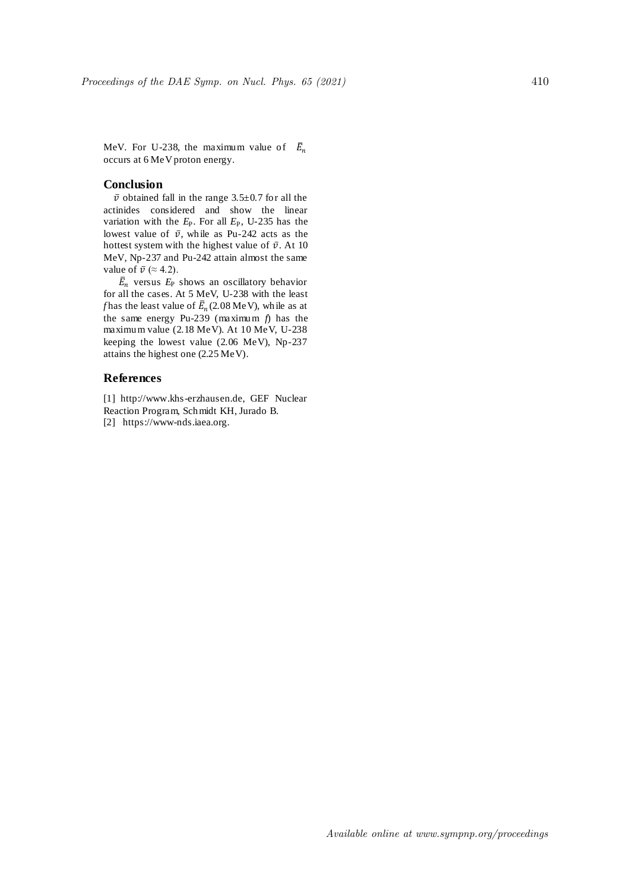MeV. For U-238, the maximum value of $\bar{E}_n$ occurs at 6 MeV proton energy.

## Conclusion

$\bar{\nu}$ obtained fall in the range 3.5±0.7 for all the actinides considered and show the linear variation with the $E_P$. For all $E_P$, U-235 has the lowest value of $\bar{\nu}$, while as Pu-242 acts as the hottest system with the highest value of $\bar{\nu}$. At 10 MeV, Np-237 and Pu-242 attain almost the same value of $\bar{\nu}$ ($\approx$ 4.2).

$\bar{E}_n$ versus $E_P$ shows an oscillatory behavior for all the cases. At 5 MeV, U-238 with the least $f$ has the least value of $\bar{E}_n$ (2.08 MeV), while as at the same energy Pu-239 (maximum $f$) has the maximum value (2.18 MeV). At 10 MeV, U-238 keeping the lowest value (2.06 MeV), Np-237 attains the highest one (2.25 MeV).

## References

[1] http://www.khs-erzhausen.de, GEF Nuclear Reaction Program, Schmidt KH, Jurado B.
[2] https://www-nds.iaea.org.